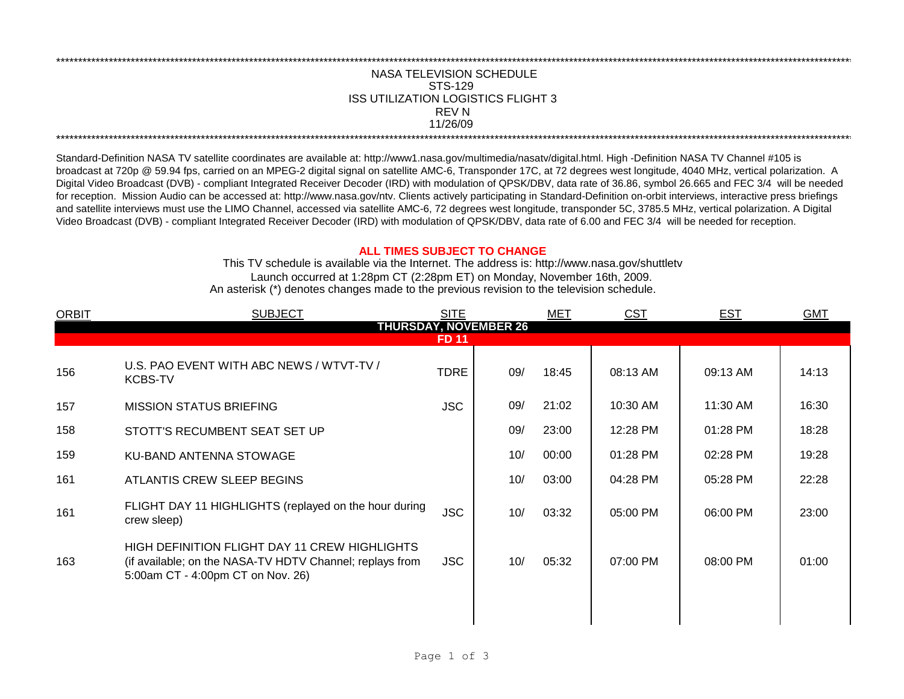NASA TELEVISION SCHEDULE
STS-129
ISS UTILIZATION LOGISTICS FLIGHT 3
REV N
11/26/09

Standard-Definition NASA TV satellite coordinates are available at: http://www1.nasa.gov/multimedia/nasatv/digital.html. High -Definition NASA TV Channel #105 is broadcast at 720p @ 59.94 fps, carried on an MPEG-2 digital signal on satellite AMC-6, Transponder 17C, at 72 degrees west longitude, 4040 MHz, vertical polarization. A Digital Video Broadcast (DVB) - compliant Integrated Receiver Decoder (IRD) with modulation of QPSK/DBV, data rate of 36.86, symbol 26.665 and FEC 3/4 will be needed for reception. Mission Audio can be accessed at: http://www.nasa.gov/ntv. Clients actively participating in Standard-Definition on-orbit interviews, interactive press briefings and satellite interviews must use the LIMO Channel, accessed via satellite AMC-6, 72 degrees west longitude, transponder 5C, 3785.5 MHz, vertical polarization. A Digital Video Broadcast (DVB) - compliant Integrated Receiver Decoder (IRD) with modulation of QPSK/DBV, data rate of 6.00 and FEC 3/4 will be needed for reception.

**ALL TIMES SUBJECT TO CHANGE**

This TV schedule is available via the Internet. The address is: http://www.nasa.gov/shuttletv

Launch occurred at 1:28pm CT (2:28pm ET) on Monday, November 16th, 2009.

An asterisk (*) denotes changes made to the previous revision to the television schedule.

| ORBIT | SUBJECT | SITE | MET | | CST | EST | GMT |
|---|---|---|---|---|---|---|---|
| **THURSDAY, NOVEMBER 26** | | | | | | | |
| **FD 11** | | | | | | | |
| 156 | U.S. PAO EVENT WITH ABC NEWS / WTVT-TV / KCBS-TV | TDRE | 09/ | 18:45 | 08:13 AM | 09:13 AM | 14:13 |
| 157 | MISSION STATUS BRIEFING | JSC | 09/ | 21:02 | 10:30 AM | 11:30 AM | 16:30 |
| 158 | STOTT'S RECUMBENT SEAT SET UP | | 09/ | 23:00 | 12:28 PM | 01:28 PM | 18:28 |
| 159 | KU-BAND ANTENNA STOWAGE | | 10/ | 00:00 | 01:28 PM | 02:28 PM | 19:28 |
| 161 | ATLANTIS CREW SLEEP BEGINS | | 10/ | 03:00 | 04:28 PM | 05:28 PM | 22:28 |
| 161 | FLIGHT DAY 11 HIGHLIGHTS (replayed on the hour during crew sleep) | JSC | 10/ | 03:32 | 05:00 PM | 06:00 PM | 23:00 |
| 163 | HIGH DEFINITION FLIGHT DAY 11 CREW HIGHLIGHTS (if available; on the NASA-TV HDTV Channel; replays from 5:00am CT - 4:00pm CT on Nov. 26) | JSC | 10/ | 05:32 | 07:00 PM | 08:00 PM | 01:00 |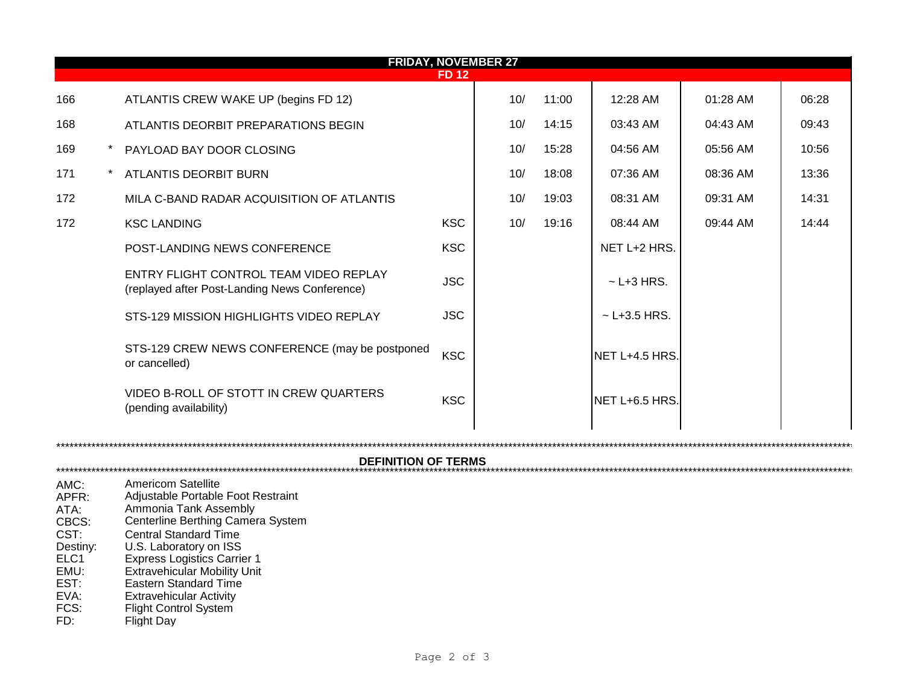| | | | | | | | | |
|---|---|---|---|---|---|---|---|---|
| **FRIDAY, NOVEMBER 27** | | | | | | | | |
| **FD 12** | | | | | | | | |
| 166 | | ATLANTIS CREW WAKE UP (begins FD 12) | | 10/ | 11:00 | 12:28 AM | 01:28 AM | 06:28 |
| 168 | | ATLANTIS DEORBIT PREPARATIONS BEGIN | | 10/ | 14:15 | 03:43 AM | 04:43 AM | 09:43 |
| 169 | * | PAYLOAD BAY DOOR CLOSING | | 10/ | 15:28 | 04:56 AM | 05:56 AM | 10:56 |
| 171 | * | ATLANTIS DEORBIT BURN | | 10/ | 18:08 | 07:36 AM | 08:36 AM | 13:36 |
| 172 | | MILA C-BAND RADAR ACQUISITION OF ATLANTIS | | 10/ | 19:03 | 08:31 AM | 09:31 AM | 14:31 |
| 172 | | KSC LANDING | KSC | 10/ | 19:16 | 08:44 AM | 09:44 AM | 14:44 |
| | | POST-LANDING NEWS CONFERENCE | KSC | | | NET L+2 HRS. | | |
| | | ENTRY FLIGHT CONTROL TEAM VIDEO REPLAY (replayed after Post-Landing News Conference) | JSC | | | ~ L+3 HRS. | | |
| | | STS-129 MISSION HIGHLIGHTS VIDEO REPLAY | JSC | | | ~ L+3.5 HRS. | | |
| | | STS-129 CREW NEWS CONFERENCE (may be postponed or cancelled) | KSC | | | NET L+4.5 HRS. | | |
| | | VIDEO B-ROLL OF STOTT IN CREW QUARTERS (pending availability) | KSC | | | NET L+6.5 HRS. | | |

## DEFINITION OF TERMS

AMC: Americom Satellite
APFR: Adjustable Portable Foot Restraint
ATA: Ammonia Tank Assembly
CBCS: Centerline Berthing Camera System
CST: Central Standard Time
Destiny: U.S. Laboratory on ISS
ELC1 Express Logistics Carrier 1
EMU: Extravehicular Mobility Unit
EST: Eastern Standard Time
EVA: Extravehicular Activity
FCS: Flight Control System
FD: Flight Day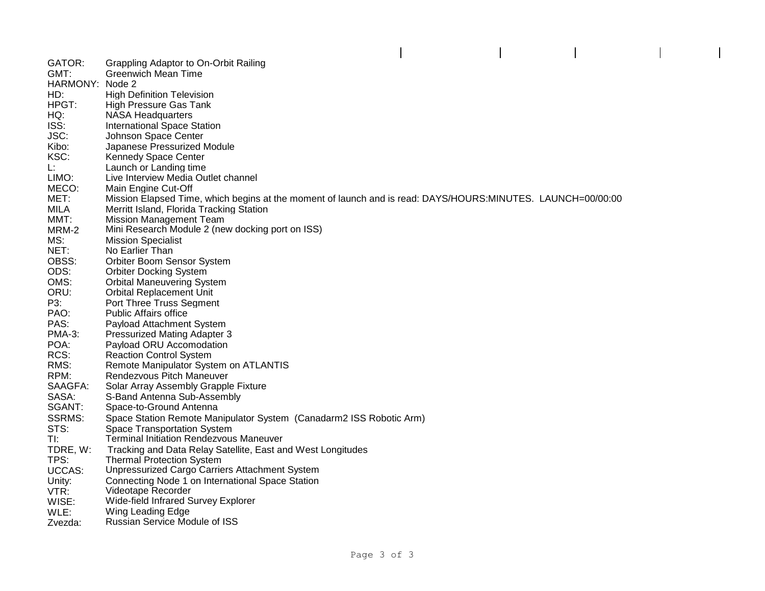GATOR: Grappling Adaptor to On-Orbit Railing
GMT: Greenwich Mean Time
HARMONY: Node 2
HD: High Definition Television
HPGT: High Pressure Gas Tank
HQ: NASA Headquarters
ISS: International Space Station
JSC: Johnson Space Center
Kibo: Japanese Pressurized Module
KSC: Kennedy Space Center
L: Launch or Landing time
LIMO: Live Interview Media Outlet channel
MECO: Main Engine Cut-Off
MET: Mission Elapsed Time, which begins at the moment of launch and is read: DAYS/HOURS:MINUTES. LAUNCH=00/00:00
MILA Merritt Island, Florida Tracking Station
MMT: Mission Management Team
MRM-2 Mini Research Module 2 (new docking port on ISS)
MS: Mission Specialist
NET: No Earlier Than
OBSS: Orbiter Boom Sensor System
ODS: Orbiter Docking System
OMS: Orbital Maneuvering System
ORU: Orbital Replacement Unit
P3: Port Three Truss Segment
PAO: Public Affairs office
PAS: Payload Attachment System
PMA-3: Pressurized Mating Adapter 3
POA: Payload ORU Accomodation
RCS: Reaction Control System
RMS: Remote Manipulator System on ATLANTIS
RPM: Rendezvous Pitch Maneuver
SAAGFA: Solar Array Assembly Grapple Fixture
SASA: S-Band Antenna Sub-Assembly
SGANT: Space-to-Ground Antenna
SSRMS: Space Station Remote Manipulator System (Canadarm2 ISS Robotic Arm)
STS: Space Transportation System
TI: Terminal Initiation Rendezvous Maneuver
TDRE, W: Tracking and Data Relay Satellite, East and West Longitudes
TPS: Thermal Protection System
UCCAS: Unpressurized Cargo Carriers Attachment System
Unity: Connecting Node 1 on International Space Station
VTR: Videotape Recorder
WISE: Wide-field Infrared Survey Explorer
WLE: Wing Leading Edge
Zvezda: Russian Service Module of ISS